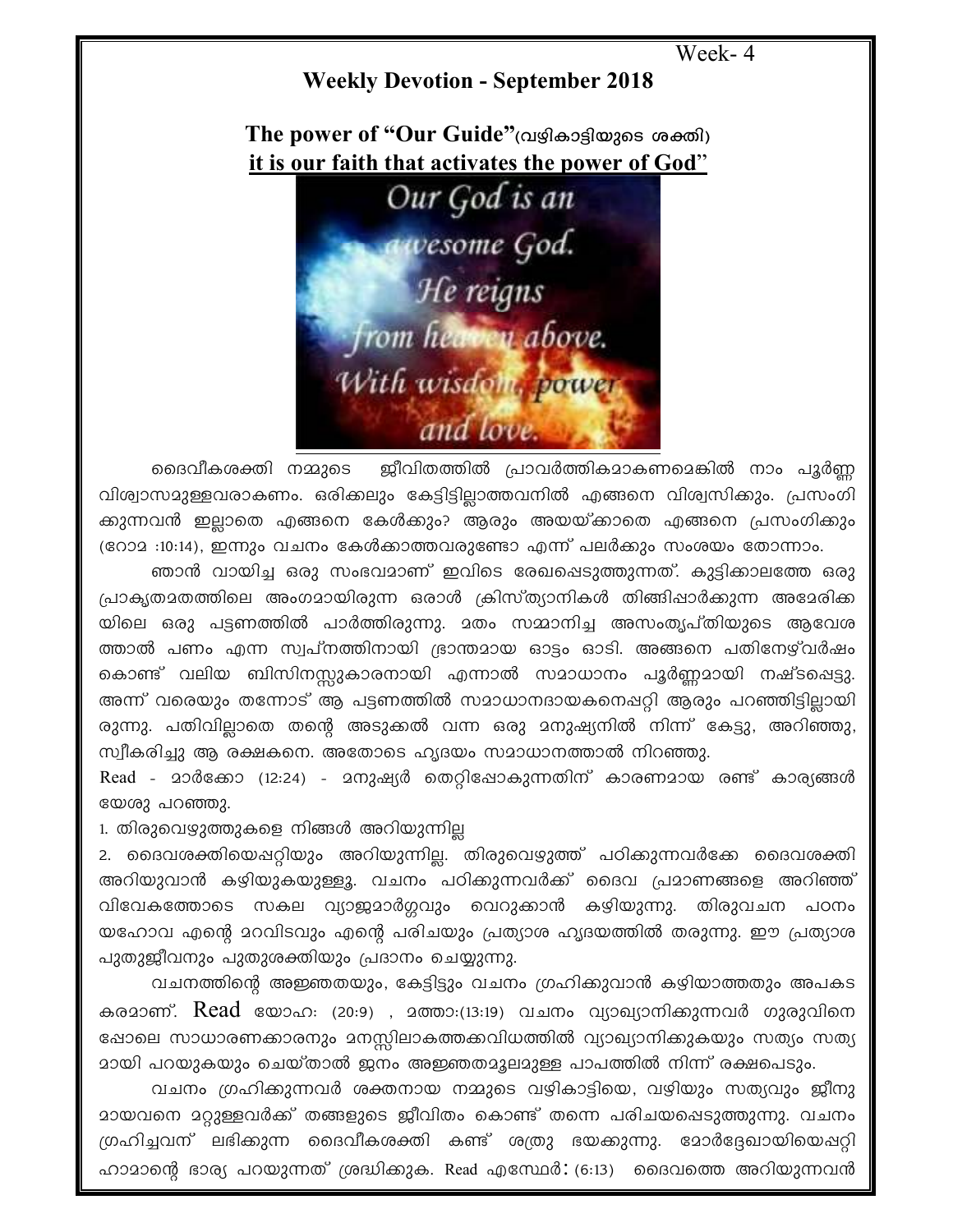Week- 4

## Weekly Devotion - September 2018

### The power of "Our Guide"(വഴികാട്ടിയുടെ ശക്തി)
### <u>it is our faith that activates the power of God"</u>

Our God is an awesome God. He reigns from heaven above. With wisdom, power and love.

ദൈവീകശക്തി നമ്മുടെ ജീവിതത്തിൽ പ്രാവർത്തികമാകണമെങ്കിൽ നാം പൂർണ്ണ വിശ്വാസമുള്ളവരാകണം. ഒരിക്കലും കേട്ടിട്ടില്ലാത്തവനിൽ എങ്ങനെ വിശ്വസിക്കും. പ്രസംഗിക്കുന്നവൻ ഇല്ലാതെ എങ്ങനെ കേൾക്കും? ആരും അയയ്ക്കാതെ എങ്ങനെ പ്രസംഗിക്കും (റോമ :10:14), ഇന്നും വചനം കേൾക്കാത്തവരുണ്ടോ എന്ന് പലർക്കും സംശയം തോന്നാം.

ഞാൻ വായിച്ച ഒരു സംഭവമാണ് ഇവിടെ രേഖപ്പെടുത്തുന്നത്. കുട്ടിക്കാലത്തേ ഒരു പ്രാകൃതമതത്തിലെ അംഗമായിരുന്ന ഒരാൾ ക്രിസ്ത്യാനികൾ തിങ്ങിപ്പാർക്കുന്ന അമേരിക്കയിലെ ഒരു പട്ടണത്തിൽ പാർത്തിരുന്നു. മതം സമ്മാനിച്ച അസംതൃപ്തിയുടെ ആവേശത്താൽ പണം എന്ന സ്വപ്നത്തിനായി ഭ്രാന്തമായ ഓട്ടം ഓടി. അങ്ങനെ പതിനേഴ്‌വർഷം കൊണ്ട് വലിയ ബിസിനസ്സുകാരനായി എന്നാൽ സമാധാനം പൂർണ്ണമായി നഷ്ടപ്പെട്ടു. അന്ന് വരെയും തന്നോട് ആ പട്ടണത്തിൽ സമാധാനദായകനെപ്പറ്റി ആരും പറഞ്ഞിട്ടില്ലായിരുന്നു. പതിവില്ലാതെ തന്റെ അടുക്കൽ വന്ന ഒരു മനുഷ്യനിൽ നിന്ന് കേട്ടു, അറിഞ്ഞു, സ്വീകരിച്ചു ആ രക്ഷകനെ. അതോടെ ഹൃദയം സമാധാനത്താൽ നിറഞ്ഞു.

Read - മാർക്കോ (12:24) - മനുഷ്യർ തെറ്റിപ്പോകുന്നതിന് കാരണമായ രണ്ട് കാര്യങ്ങൾ യേശു പറഞ്ഞു.

1. തിരുവെഴുത്തുകളെ നിങ്ങൾ അറിയുന്നില്ല
2. ദൈവശക്തിയെപ്പറ്റിയും അറിയുന്നില്ല. തിരുവെഴുത്ത് പഠിക്കുന്നവർക്കേ ദൈവശക്തി അറിയുവാൻ കഴിയുകയുള്ളൂ. വചനം പഠിക്കുന്നവർക്ക് ദൈവ പ്രമാണങ്ങളെ അറിഞ്ഞ് വിവേകത്തോടെ സകല വ്യാജമാർഗ്ഗവും വെറുക്കാൻ കഴിയുന്നു. തിരുവചന പഠനം യഹോവ എന്റെ മറവിടവും എന്റെ പരിചയും പ്രത്യാശ ഹൃദയത്തിൽ തരുന്നു. ഈ പ്രത്യാശ പുതുജീവനും പുതുശക്തിയും പ്രദാനം ചെയ്യുന്നു.

വചനത്തിന്റെ അജ്ഞതയും, കേട്ടിട്ടും വചനം ഗ്രഹിക്കുവാൻ കഴിയാത്തതും അപകടകരമാണ്. Read യോഹ: (20:9) , മത്താ:(13:19) വചനം വ്യാഖ്യാനിക്കുന്നവർ ഗുരുവിനെപ്പോലെ സാധാരണക്കാരനും മനസ്സിലാകത്തക്കവിധത്തിൽ വ്യാഖ്യാനിക്കുകയും സത്യം സത്യമായി പറയുകയും ചെയ്താൽ ജനം അജ്ഞതമൂലമുള്ള പാപത്തിൽ നിന്ന് രക്ഷപെടും.

വചനം ഗ്രഹിക്കുന്നവർ ശക്തനായ നമ്മുടെ വഴികാട്ടിയെ, വഴിയും സത്യവും ജീവനുമായവനെ മറ്റുള്ളവർക്ക് തങ്ങളുടെ ജീവിതം കൊണ്ട് തന്നെ പരിചയപ്പെടുത്തുന്നു. വചനം ഗ്രഹിച്ചവന് ലഭിക്കുന്ന ദൈവീകശക്തി കണ്ട് ശത്രു ഭയക്കുന്നു. മോർദ്ദേഖായിയെപ്പറ്റി ഹാമാന്റെ ഭാര്യ പറയുന്നത് ശ്രദ്ധിക്കുക. Read എസ്ഥേർ: (6:13) ദൈവത്തെ അറിയുന്നവൻ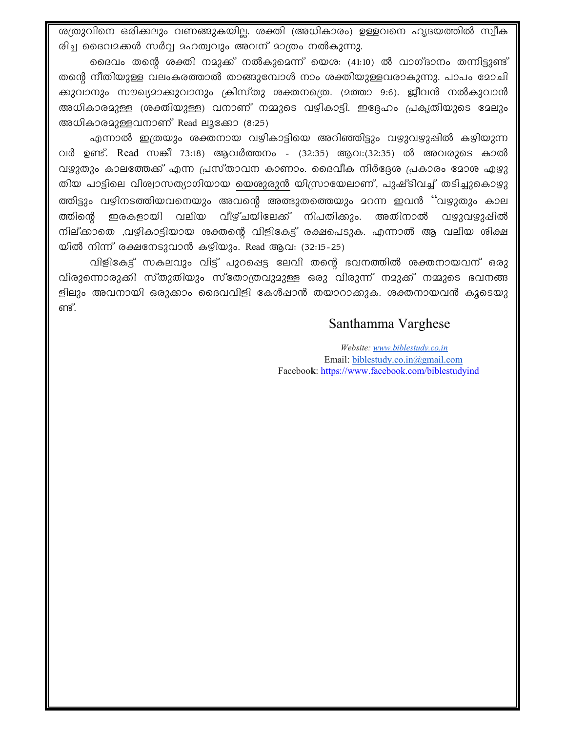ശത്രുവിനെ ഒരിക്കലും വണങ്ങുകയില്ല. ശക്തി (അധികാരം) ഉള്ളവനെ ഹൃദയത്തിൽ സ്വീകരിച്ച ദൈവമക്കൾ സർവ്വ മഹത്വവും അവന് മാത്രം നൽകുന്നു.

ദൈവം തന്റെ ശക്തി നമുക്ക് നൽകുമെന്ന് യെശ: (41:10) ൽ വാഗ്ദാനം തന്നിട്ടുണ്ട് തന്റെ നീതിയുള്ള വലംകരത്താൽ താങ്ങുമ്പോൾ നാം ശക്തിയുള്ളവരാകുന്നു. പാപം മോചിക്കുവാനും സൗഖ്യമാക്കുവാനും ക്രിസ്തു ശക്തനത്രെ. (മത്താ 9:6). ജീവൻ നൽകുവാൻ അധികാരമുള്ള (ശക്തിയുള്ള) വനാണ് നമ്മുടെ വഴികാട്ടി. ഇദ്ദേഹം പ്രകൃതിയുടെ മേലും അധികാരമുള്ളവനാണ് Read ലൂക്കോ (8:25)

എന്നാൽ ഇത്രയും ശക്തനായ വഴികാട്ടിയെ അറിഞ്ഞിട്ടും വഴുവഴുപ്പിൽ കഴിയുന്നവർ ഉണ്ട്. Read സങ്കീ 73:18) ആവർത്തനം - (32:35) ആവ:(32:35) ൽ അവരുടെ കാൽ വഴുതും കാലത്തേക്ക് എന്ന പ്രസ്താവന കാണാം. ദൈവീക നിർദ്ദേശ പ്രകാരം മോശ എഴുതിയ പാട്ടിലെ വിശ്വാസത്യാഗിയായ യെശുരുൻ യിസ്രായേലാണ്, പുഷ്ടിവച്ച് തടിച്ചുകൊഴുത്തിട്ടും വഴിനടത്തിയവനെയും അവന്റെ അത്ഭുതത്തെയും മറന്ന ഇവൻ "വഴുതും കാലത്തിന്റെ ഇരകളായി വലിയ വീഴ്ചയിലേക്ക് നിപതിക്കും. അതിനാൽ വഴുവഴുപ്പിൽ നില്ക്കാതെ ,വഴികാട്ടിയായ ശക്തന്റെ വിളികേട്ട് രക്ഷപെടുക. എന്നാൽ ആ വലിയ ശിക്ഷയിൽ നിന്ന് രക്ഷനേടുവാൻ കഴിയും. Read ആവ: (32:15-25)

വിളികേട്ട് സകലവും വിട്ട് പുറപ്പെട്ട ലേവി തന്റെ ഭവനത്തിൽ ശക്തനായവന് ഒരു വിരുന്നൊരുക്കി സ്തുതിയും സ്തോത്രവുമുള്ള ഒരു വിരുന്ന് നമുക്ക് നമ്മുടെ ഭവനങ്ങളിലും അവനായി ഒരുക്കാം ദൈവവിളി കേൾപ്പാൻ തയാറാക്കുക. ശക്തനായവൻ കൂടെയുണ്ട്.

Santhamma Varghese

*Website: www.biblestudy.co.in*
Email: biblestudy.co.in@gmail.com
Facebook: https://www.facebook.com/biblestudyind